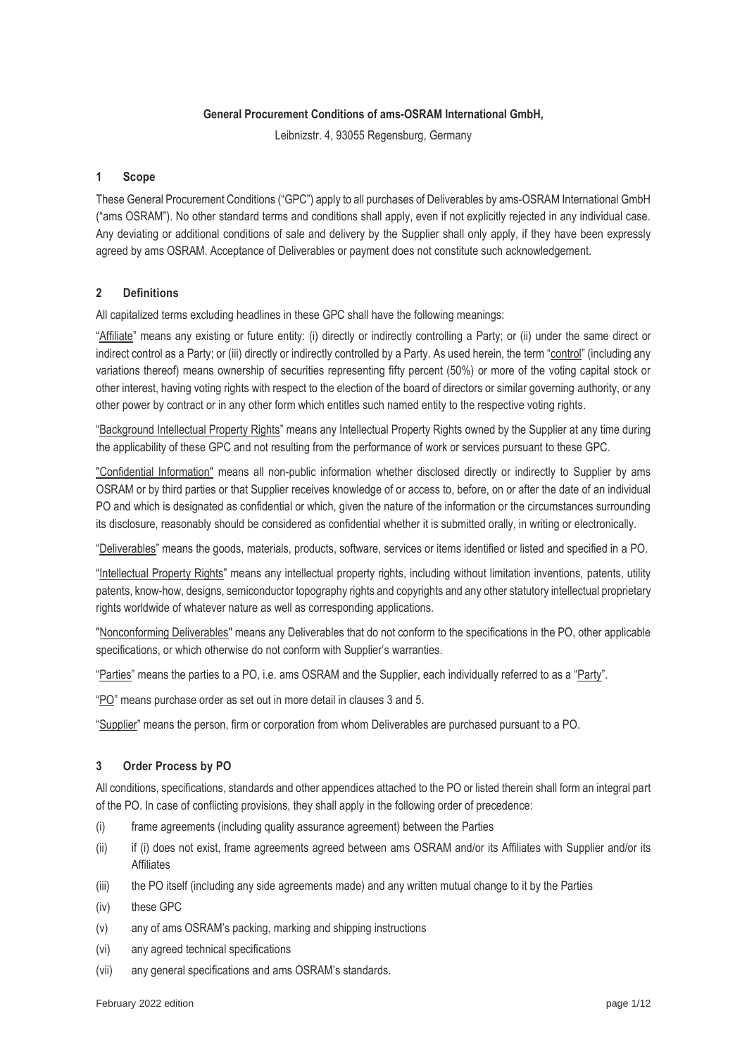**General Procurement Conditions of ams-OSRAM International GmbH,**

Leibnizstr. 4, 93055 Regensburg, Germany

## 1 Scope

These General Procurement Conditions ("GPC") apply to all purchases of Deliverables by ams-OSRAM International GmbH ("ams OSRAM"). No other standard terms and conditions shall apply, even if not explicitly rejected in any individual case. Any deviating or additional conditions of sale and delivery by the Supplier shall only apply, if they have been expressly agreed by ams OSRAM. Acceptance of Deliverables or payment does not constitute such acknowledgement.

## 2 Definitions

All capitalized terms excluding headlines in these GPC shall have the following meanings:

"Affiliate" means any existing or future entity: (i) directly or indirectly controlling a Party; or (ii) under the same direct or indirect control as a Party; or (iii) directly or indirectly controlled by a Party. As used herein, the term "control" (including any variations thereof) means ownership of securities representing fifty percent (50%) or more of the voting capital stock or other interest, having voting rights with respect to the election of the board of directors or similar governing authority, or any other power by contract or in any other form which entitles such named entity to the respective voting rights.

"Background Intellectual Property Rights" means any Intellectual Property Rights owned by the Supplier at any time during the applicability of these GPC and not resulting from the performance of work or services pursuant to these GPC.

"Confidential Information" means all non-public information whether disclosed directly or indirectly to Supplier by ams OSRAM or by third parties or that Supplier receives knowledge of or access to, before, on or after the date of an individual PO and which is designated as confidential or which, given the nature of the information or the circumstances surrounding its disclosure, reasonably should be considered as confidential whether it is submitted orally, in writing or electronically.

"Deliverables" means the goods, materials, products, software, services or items identified or listed and specified in a PO.

"Intellectual Property Rights" means any intellectual property rights, including without limitation inventions, patents, utility patents, know-how, designs, semiconductor topography rights and copyrights and any other statutory intellectual proprietary rights worldwide of whatever nature as well as corresponding applications.

"Nonconforming Deliverables" means any Deliverables that do not conform to the specifications in the PO, other applicable specifications, or which otherwise do not conform with Supplier's warranties.

"Parties" means the parties to a PO, i.e. ams OSRAM and the Supplier, each individually referred to as a "Party".

"PO" means purchase order as set out in more detail in clauses 3 and 5.

"Supplier" means the person, firm or corporation from whom Deliverables are purchased pursuant to a PO.

## 3 Order Process by PO

All conditions, specifications, standards and other appendices attached to the PO or listed therein shall form an integral part of the PO. In case of conflicting provisions, they shall apply in the following order of precedence:

(i) frame agreements (including quality assurance agreement) between the Parties

(ii) if (i) does not exist, frame agreements agreed between ams OSRAM and/or its Affiliates with Supplier and/or its Affiliates

(iii) the PO itself (including any side agreements made) and any written mutual change to it by the Parties

(iv) these GPC

(v) any of ams OSRAM's packing, marking and shipping instructions

(vi) any agreed technical specifications

(vii) any general specifications and ams OSRAM's standards.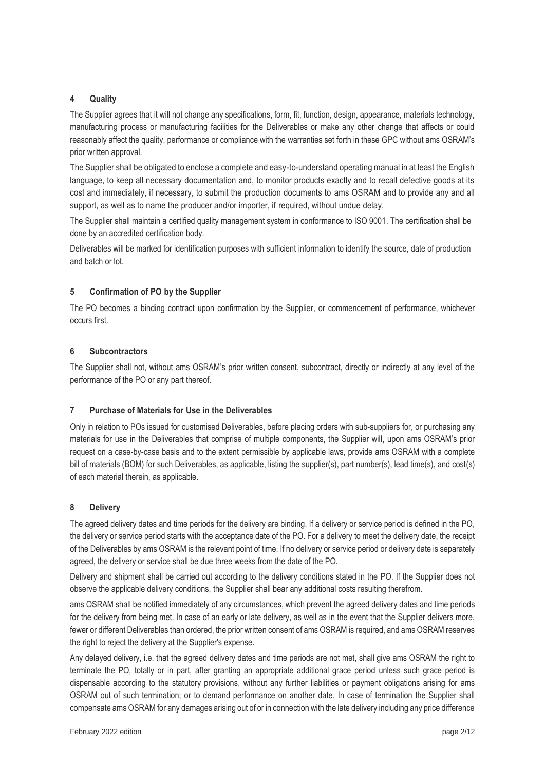## 4 Quality

The Supplier agrees that it will not change any specifications, form, fit, function, design, appearance, materials technology, manufacturing process or manufacturing facilities for the Deliverables or make any other change that affects or could reasonably affect the quality, performance or compliance with the warranties set forth in these GPC without ams OSRAM's prior written approval.

The Supplier shall be obligated to enclose a complete and easy-to-understand operating manual in at least the English language, to keep all necessary documentation and, to monitor products exactly and to recall defective goods at its cost and immediately, if necessary, to submit the production documents to ams OSRAM and to provide any and all support, as well as to name the producer and/or importer, if required, without undue delay.

The Supplier shall maintain a certified quality management system in conformance to ISO 9001. The certification shall be done by an accredited certification body.

Deliverables will be marked for identification purposes with sufficient information to identify the source, date of production and batch or lot.

## 5 Confirmation of PO by the Supplier

The PO becomes a binding contract upon confirmation by the Supplier, or commencement of performance, whichever occurs first.

## 6 Subcontractors

The Supplier shall not, without ams OSRAM's prior written consent, subcontract, directly or indirectly at any level of the performance of the PO or any part thereof.

## 7 Purchase of Materials for Use in the Deliverables

Only in relation to POs issued for customised Deliverables, before placing orders with sub-suppliers for, or purchasing any materials for use in the Deliverables that comprise of multiple components, the Supplier will, upon ams OSRAM's prior request on a case-by-case basis and to the extent permissible by applicable laws, provide ams OSRAM with a complete bill of materials (BOM) for such Deliverables, as applicable, listing the supplier(s), part number(s), lead time(s), and cost(s) of each material therein, as applicable.

## 8 Delivery

The agreed delivery dates and time periods for the delivery are binding. If a delivery or service period is defined in the PO, the delivery or service period starts with the acceptance date of the PO. For a delivery to meet the delivery date, the receipt of the Deliverables by ams OSRAM is the relevant point of time. If no delivery or service period or delivery date is separately agreed, the delivery or service shall be due three weeks from the date of the PO.

Delivery and shipment shall be carried out according to the delivery conditions stated in the PO. If the Supplier does not observe the applicable delivery conditions, the Supplier shall bear any additional costs resulting therefrom.

ams OSRAM shall be notified immediately of any circumstances, which prevent the agreed delivery dates and time periods for the delivery from being met. In case of an early or late delivery, as well as in the event that the Supplier delivers more, fewer or different Deliverables than ordered, the prior written consent of ams OSRAM is required, and ams OSRAM reserves the right to reject the delivery at the Supplier's expense.

Any delayed delivery, i.e. that the agreed delivery dates and time periods are not met, shall give ams OSRAM the right to terminate the PO, totally or in part, after granting an appropriate additional grace period unless such grace period is dispensable according to the statutory provisions, without any further liabilities or payment obligations arising for ams OSRAM out of such termination; or to demand performance on another date. In case of termination the Supplier shall compensate ams OSRAM for any damages arising out of or in connection with the late delivery including any price difference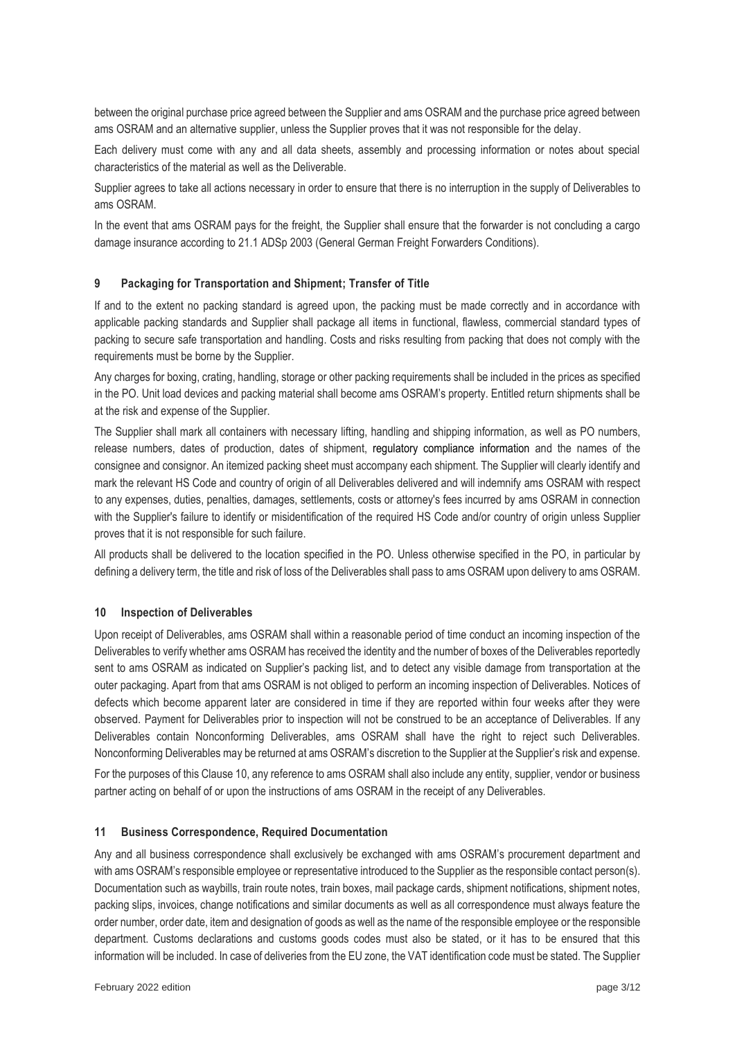between the original purchase price agreed between the Supplier and ams OSRAM and the purchase price agreed between ams OSRAM and an alternative supplier, unless the Supplier proves that it was not responsible for the delay.

Each delivery must come with any and all data sheets, assembly and processing information or notes about special characteristics of the material as well as the Deliverable.

Supplier agrees to take all actions necessary in order to ensure that there is no interruption in the supply of Deliverables to ams OSRAM.

In the event that ams OSRAM pays for the freight, the Supplier shall ensure that the forwarder is not concluding a cargo damage insurance according to 21.1 ADSp 2003 (General German Freight Forwarders Conditions).

## 9 Packaging for Transportation and Shipment; Transfer of Title

If and to the extent no packing standard is agreed upon, the packing must be made correctly and in accordance with applicable packing standards and Supplier shall package all items in functional, flawless, commercial standard types of packing to secure safe transportation and handling. Costs and risks resulting from packing that does not comply with the requirements must be borne by the Supplier.

Any charges for boxing, crating, handling, storage or other packing requirements shall be included in the prices as specified in the PO. Unit load devices and packing material shall become ams OSRAM's property. Entitled return shipments shall be at the risk and expense of the Supplier.

The Supplier shall mark all containers with necessary lifting, handling and shipping information, as well as PO numbers, release numbers, dates of production, dates of shipment, regulatory compliance information and the names of the consignee and consignor. An itemized packing sheet must accompany each shipment. The Supplier will clearly identify and mark the relevant HS Code and country of origin of all Deliverables delivered and will indemnify ams OSRAM with respect to any expenses, duties, penalties, damages, settlements, costs or attorney's fees incurred by ams OSRAM in connection with the Supplier's failure to identify or misidentification of the required HS Code and/or country of origin unless Supplier proves that it is not responsible for such failure.

All products shall be delivered to the location specified in the PO. Unless otherwise specified in the PO, in particular by defining a delivery term, the title and risk of loss of the Deliverables shall pass to ams OSRAM upon delivery to ams OSRAM.

## 10 Inspection of Deliverables

Upon receipt of Deliverables, ams OSRAM shall within a reasonable period of time conduct an incoming inspection of the Deliverables to verify whether ams OSRAM has received the identity and the number of boxes of the Deliverables reportedly sent to ams OSRAM as indicated on Supplier's packing list, and to detect any visible damage from transportation at the outer packaging. Apart from that ams OSRAM is not obliged to perform an incoming inspection of Deliverables. Notices of defects which become apparent later are considered in time if they are reported within four weeks after they were observed. Payment for Deliverables prior to inspection will not be construed to be an acceptance of Deliverables. If any Deliverables contain Nonconforming Deliverables, ams OSRAM shall have the right to reject such Deliverables. Nonconforming Deliverables may be returned at ams OSRAM's discretion to the Supplier at the Supplier's risk and expense.

For the purposes of this Clause 10, any reference to ams OSRAM shall also include any entity, supplier, vendor or business partner acting on behalf of or upon the instructions of ams OSRAM in the receipt of any Deliverables.

## 11 Business Correspondence, Required Documentation

Any and all business correspondence shall exclusively be exchanged with ams OSRAM's procurement department and with ams OSRAM's responsible employee or representative introduced to the Supplier as the responsible contact person(s). Documentation such as waybills, train route notes, train boxes, mail package cards, shipment notifications, shipment notes, packing slips, invoices, change notifications and similar documents as well as all correspondence must always feature the order number, order date, item and designation of goods as well as the name of the responsible employee or the responsible department. Customs declarations and customs goods codes must also be stated, or it has to be ensured that this information will be included. In case of deliveries from the EU zone, the VAT identification code must be stated. The Supplier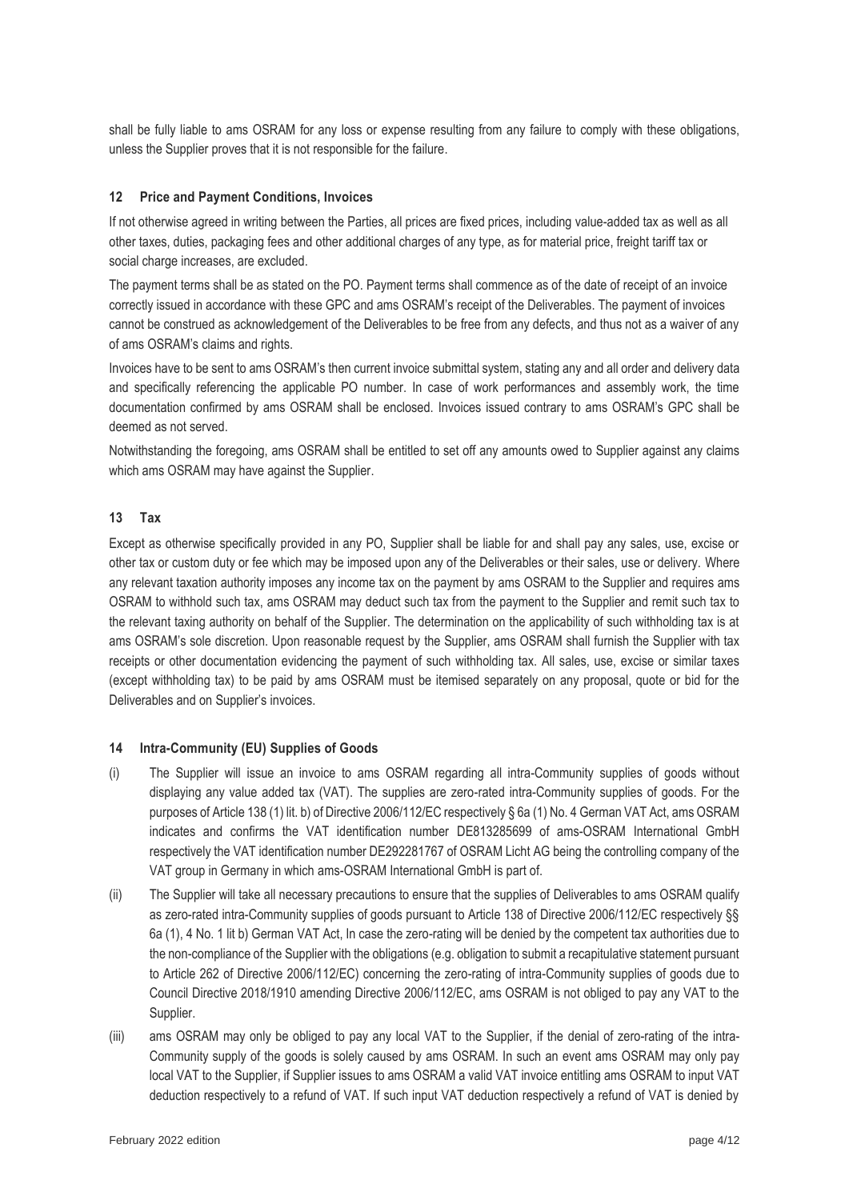shall be fully liable to ams OSRAM for any loss or expense resulting from any failure to comply with these obligations, unless the Supplier proves that it is not responsible for the failure.

## 12 Price and Payment Conditions, Invoices

If not otherwise agreed in writing between the Parties, all prices are fixed prices, including value-added tax as well as all other taxes, duties, packaging fees and other additional charges of any type, as for material price, freight tariff tax or social charge increases, are excluded.

The payment terms shall be as stated on the PO. Payment terms shall commence as of the date of receipt of an invoice correctly issued in accordance with these GPC and ams OSRAM's receipt of the Deliverables. The payment of invoices cannot be construed as acknowledgement of the Deliverables to be free from any defects, and thus not as a waiver of any of ams OSRAM's claims and rights.

Invoices have to be sent to ams OSRAM's then current invoice submittal system, stating any and all order and delivery data and specifically referencing the applicable PO number. In case of work performances and assembly work, the time documentation confirmed by ams OSRAM shall be enclosed. Invoices issued contrary to ams OSRAM's GPC shall be deemed as not served.

Notwithstanding the foregoing, ams OSRAM shall be entitled to set off any amounts owed to Supplier against any claims which ams OSRAM may have against the Supplier.

## 13 Tax

Except as otherwise specifically provided in any PO, Supplier shall be liable for and shall pay any sales, use, excise or other tax or custom duty or fee which may be imposed upon any of the Deliverables or their sales, use or delivery. Where any relevant taxation authority imposes any income tax on the payment by ams OSRAM to the Supplier and requires ams OSRAM to withhold such tax, ams OSRAM may deduct such tax from the payment to the Supplier and remit such tax to the relevant taxing authority on behalf of the Supplier. The determination on the applicability of such withholding tax is at ams OSRAM's sole discretion. Upon reasonable request by the Supplier, ams OSRAM shall furnish the Supplier with tax receipts or other documentation evidencing the payment of such withholding tax. All sales, use, excise or similar taxes (except withholding tax) to be paid by ams OSRAM must be itemised separately on any proposal, quote or bid for the Deliverables and on Supplier's invoices.

## 14 Intra-Community (EU) Supplies of Goods

(i) The Supplier will issue an invoice to ams OSRAM regarding all intra-Community supplies of goods without displaying any value added tax (VAT). The supplies are zero-rated intra-Community supplies of goods. For the purposes of Article 138 (1) lit. b) of Directive 2006/112/EC respectively § 6a (1) No. 4 German VAT Act, ams OSRAM indicates and confirms the VAT identification number DE813285699 of ams-OSRAM International GmbH respectively the VAT identification number DE292281767 of OSRAM Licht AG being the controlling company of the VAT group in Germany in which ams-OSRAM International GmbH is part of.

(ii) The Supplier will take all necessary precautions to ensure that the supplies of Deliverables to ams OSRAM qualify as zero-rated intra-Community supplies of goods pursuant to Article 138 of Directive 2006/112/EC respectively §§ 6a (1), 4 No. 1 lit b) German VAT Act, In case the zero-rating will be denied by the competent tax authorities due to the non-compliance of the Supplier with the obligations (e.g. obligation to submit a recapitulative statement pursuant to Article 262 of Directive 2006/112/EC) concerning the zero-rating of intra-Community supplies of goods due to Council Directive 2018/1910 amending Directive 2006/112/EC, ams OSRAM is not obliged to pay any VAT to the Supplier.

(iii) ams OSRAM may only be obliged to pay any local VAT to the Supplier, if the denial of zero-rating of the intra-Community supply of the goods is solely caused by ams OSRAM. In such an event ams OSRAM may only pay local VAT to the Supplier, if Supplier issues to ams OSRAM a valid VAT invoice entitling ams OSRAM to input VAT deduction respectively to a refund of VAT. If such input VAT deduction respectively a refund of VAT is denied by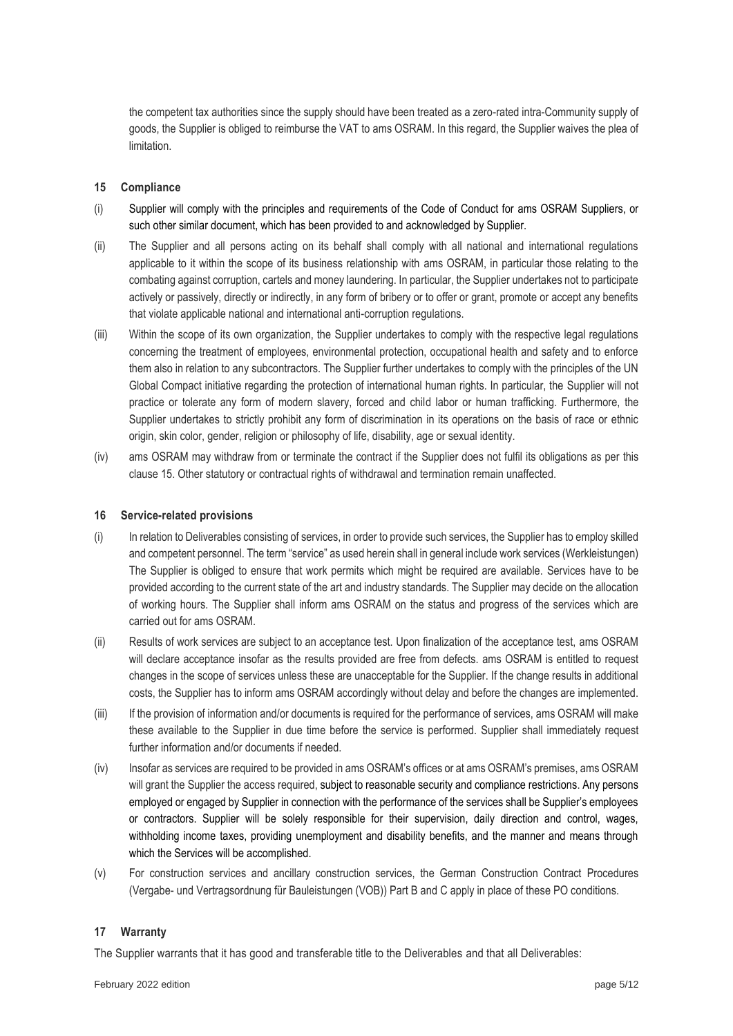the competent tax authorities since the supply should have been treated as a zero-rated intra-Community supply of goods, the Supplier is obliged to reimburse the VAT to ams OSRAM. In this regard, the Supplier waives the plea of limitation.

## 15 Compliance

(i) Supplier will comply with the principles and requirements of the Code of Conduct for ams OSRAM Suppliers, or such other similar document, which has been provided to and acknowledged by Supplier.

(ii) The Supplier and all persons acting on its behalf shall comply with all national and international regulations applicable to it within the scope of its business relationship with ams OSRAM, in particular those relating to the combating against corruption, cartels and money laundering. In particular, the Supplier undertakes not to participate actively or passively, directly or indirectly, in any form of bribery or to offer or grant, promote or accept any benefits that violate applicable national and international anti-corruption regulations.

(iii) Within the scope of its own organization, the Supplier undertakes to comply with the respective legal regulations concerning the treatment of employees, environmental protection, occupational health and safety and to enforce them also in relation to any subcontractors. The Supplier further undertakes to comply with the principles of the UN Global Compact initiative regarding the protection of international human rights. In particular, the Supplier will not practice or tolerate any form of modern slavery, forced and child labor or human trafficking. Furthermore, the Supplier undertakes to strictly prohibit any form of discrimination in its operations on the basis of race or ethnic origin, skin color, gender, religion or philosophy of life, disability, age or sexual identity.

(iv) ams OSRAM may withdraw from or terminate the contract if the Supplier does not fulfil its obligations as per this clause 15. Other statutory or contractual rights of withdrawal and termination remain unaffected.

## 16 Service-related provisions

(i) In relation to Deliverables consisting of services, in order to provide such services, the Supplier has to employ skilled and competent personnel. The term "service" as used herein shall in general include work services (Werkleistungen) The Supplier is obliged to ensure that work permits which might be required are available. Services have to be provided according to the current state of the art and industry standards. The Supplier may decide on the allocation of working hours. The Supplier shall inform ams OSRAM on the status and progress of the services which are carried out for ams OSRAM.

(ii) Results of work services are subject to an acceptance test. Upon finalization of the acceptance test, ams OSRAM will declare acceptance insofar as the results provided are free from defects. ams OSRAM is entitled to request changes in the scope of services unless these are unacceptable for the Supplier. If the change results in additional costs, the Supplier has to inform ams OSRAM accordingly without delay and before the changes are implemented.

(iii) If the provision of information and/or documents is required for the performance of services, ams OSRAM will make these available to the Supplier in due time before the service is performed. Supplier shall immediately request further information and/or documents if needed.

(iv) Insofar as services are required to be provided in ams OSRAM's offices or at ams OSRAM's premises, ams OSRAM will grant the Supplier the access required, subject to reasonable security and compliance restrictions. Any persons employed or engaged by Supplier in connection with the performance of the services shall be Supplier's employees or contractors. Supplier will be solely responsible for their supervision, daily direction and control, wages, withholding income taxes, providing unemployment and disability benefits, and the manner and means through which the Services will be accomplished.

(v) For construction services and ancillary construction services, the German Construction Contract Procedures (Vergabe- und Vertragsordnung für Bauleistungen (VOB)) Part B and C apply in place of these PO conditions.

## 17 Warranty

The Supplier warrants that it has good and transferable title to the Deliverables and that all Deliverables: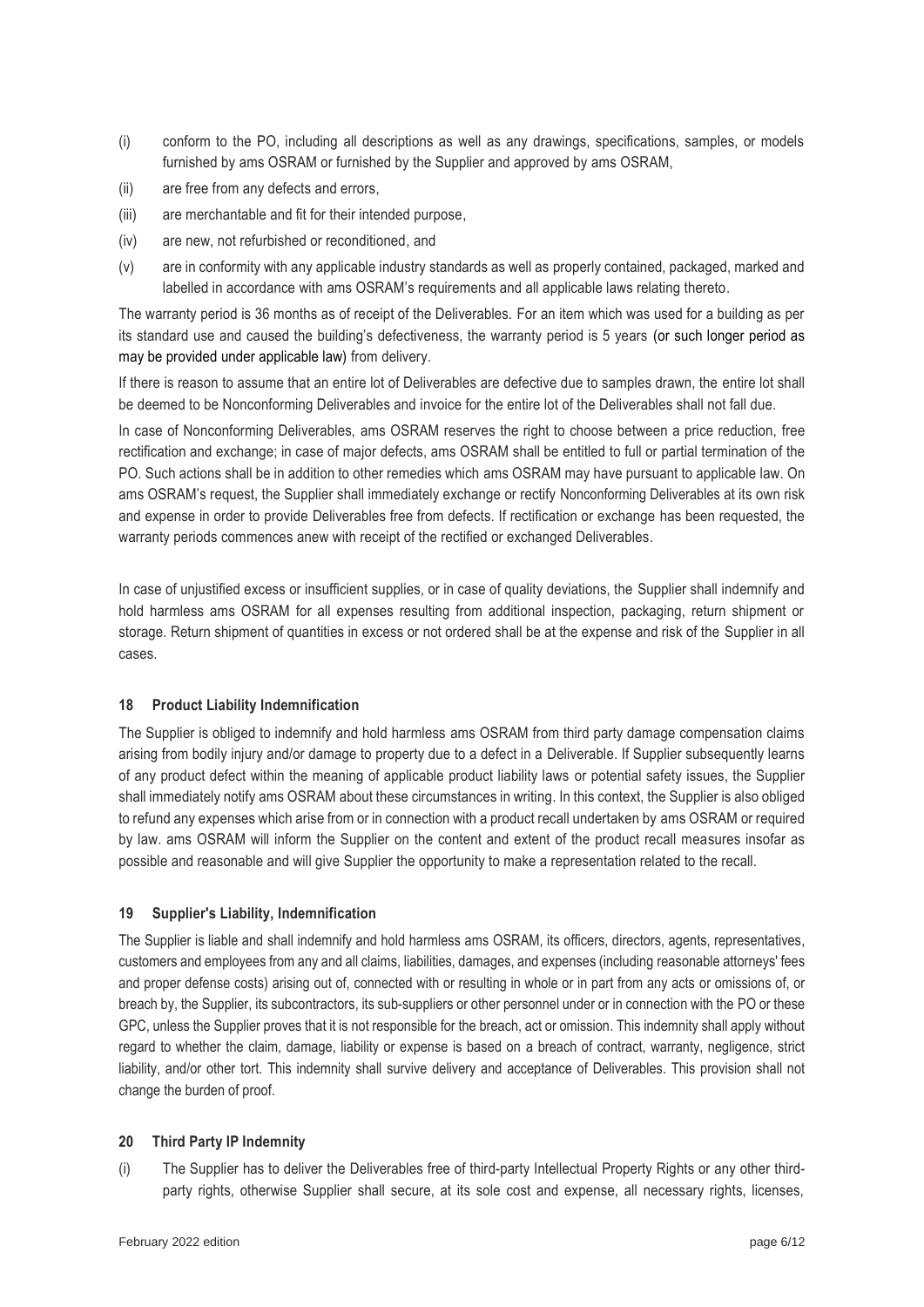(i) conform to the PO, including all descriptions as well as any drawings, specifications, samples, or models furnished by ams OSRAM or furnished by the Supplier and approved by ams OSRAM,

(ii) are free from any defects and errors,

(iii) are merchantable and fit for their intended purpose,

(iv) are new, not refurbished or reconditioned, and

(v) are in conformity with any applicable industry standards as well as properly contained, packaged, marked and labelled in accordance with ams OSRAM's requirements and all applicable laws relating thereto.

The warranty period is 36 months as of receipt of the Deliverables. For an item which was used for a building as per its standard use and caused the building's defectiveness, the warranty period is 5 years (or such longer period as may be provided under applicable law) from delivery.

If there is reason to assume that an entire lot of Deliverables are defective due to samples drawn, the entire lot shall be deemed to be Nonconforming Deliverables and invoice for the entire lot of the Deliverables shall not fall due.

In case of Nonconforming Deliverables, ams OSRAM reserves the right to choose between a price reduction, free rectification and exchange; in case of major defects, ams OSRAM shall be entitled to full or partial termination of the PO. Such actions shall be in addition to other remedies which ams OSRAM may have pursuant to applicable law. On ams OSRAM's request, the Supplier shall immediately exchange or rectify Nonconforming Deliverables at its own risk and expense in order to provide Deliverables free from defects. If rectification or exchange has been requested, the warranty periods commences anew with receipt of the rectified or exchanged Deliverables.

In case of unjustified excess or insufficient supplies, or in case of quality deviations, the Supplier shall indemnify and hold harmless ams OSRAM for all expenses resulting from additional inspection, packaging, return shipment or storage. Return shipment of quantities in excess or not ordered shall be at the expense and risk of the Supplier in all cases.

## 18 Product Liability Indemnification

The Supplier is obliged to indemnify and hold harmless ams OSRAM from third party damage compensation claims arising from bodily injury and/or damage to property due to a defect in a Deliverable. If Supplier subsequently learns of any product defect within the meaning of applicable product liability laws or potential safety issues, the Supplier shall immediately notify ams OSRAM about these circumstances in writing. In this context, the Supplier is also obliged to refund any expenses which arise from or in connection with a product recall undertaken by ams OSRAM or required by law. ams OSRAM will inform the Supplier on the content and extent of the product recall measures insofar as possible and reasonable and will give Supplier the opportunity to make a representation related to the recall.

## 19 Supplier's Liability, Indemnification

The Supplier is liable and shall indemnify and hold harmless ams OSRAM, its officers, directors, agents, representatives, customers and employees from any and all claims, liabilities, damages, and expenses (including reasonable attorneys' fees and proper defense costs) arising out of, connected with or resulting in whole or in part from any acts or omissions of, or breach by, the Supplier, its subcontractors, its sub-suppliers or other personnel under or in connection with the PO or these GPC, unless the Supplier proves that it is not responsible for the breach, act or omission. This indemnity shall apply without regard to whether the claim, damage, liability or expense is based on a breach of contract, warranty, negligence, strict liability, and/or other tort. This indemnity shall survive delivery and acceptance of Deliverables. This provision shall not change the burden of proof.

## 20 Third Party IP Indemnity

(i) The Supplier has to deliver the Deliverables free of third-party Intellectual Property Rights or any other third-party rights, otherwise Supplier shall secure, at its sole cost and expense, all necessary rights, licenses,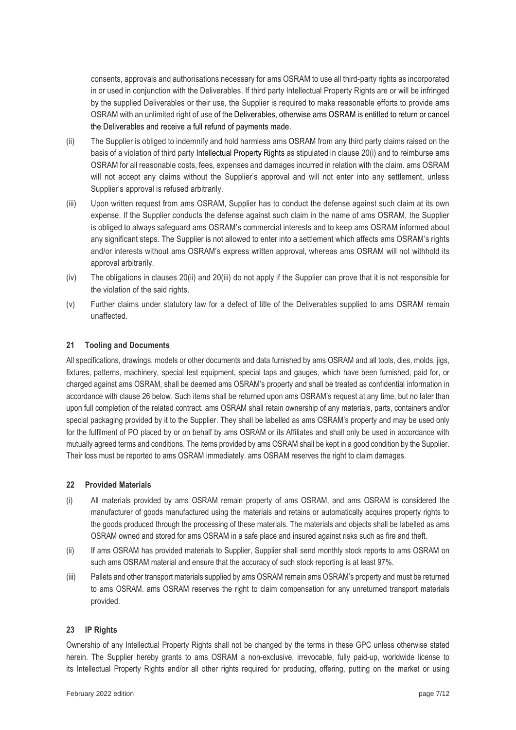consents, approvals and authorisations necessary for ams OSRAM to use all third-party rights as incorporated in or used in conjunction with the Deliverables. If third party Intellectual Property Rights are or will be infringed by the supplied Deliverables or their use, the Supplier is required to make reasonable efforts to provide ams OSRAM with an unlimited right of use of the Deliverables, otherwise ams OSRAM is entitled to return or cancel the Deliverables and receive a full refund of payments made.

(ii) The Supplier is obliged to indemnify and hold harmless ams OSRAM from any third party claims raised on the basis of a violation of third party Intellectual Property Rights as stipulated in clause 20(i) and to reimburse ams OSRAM for all reasonable costs, fees, expenses and damages incurred in relation with the claim. ams OSRAM will not accept any claims without the Supplier's approval and will not enter into any settlement, unless Supplier's approval is refused arbitrarily.

(iii) Upon written request from ams OSRAM, Supplier has to conduct the defense against such claim at its own expense. If the Supplier conducts the defense against such claim in the name of ams OSRAM, the Supplier is obliged to always safeguard ams OSRAM's commercial interests and to keep ams OSRAM informed about any significant steps. The Supplier is not allowed to enter into a settlement which affects ams OSRAM's rights and/or interests without ams OSRAM's express written approval, whereas ams OSRAM will not withhold its approval arbitrarily.

(iv) The obligations in clauses 20(ii) and 20(iii) do not apply if the Supplier can prove that it is not responsible for the violation of the said rights.

(v) Further claims under statutory law for a defect of title of the Deliverables supplied to ams OSRAM remain unaffected.

## 21 Tooling and Documents

All specifications, drawings, models or other documents and data furnished by ams OSRAM and all tools, dies, molds, jigs, fixtures, patterns, machinery, special test equipment, special taps and gauges, which have been furnished, paid for, or charged against ams OSRAM, shall be deemed ams OSRAM's property and shall be treated as confidential information in accordance with clause 26 below. Such items shall be returned upon ams OSRAM's request at any time, but no later than upon full completion of the related contract. ams OSRAM shall retain ownership of any materials, parts, containers and/or special packaging provided by it to the Supplier. They shall be labelled as ams OSRAM's property and may be used only for the fulfilment of PO placed by or on behalf by ams OSRAM or its Affiliates and shall only be used in accordance with mutually agreed terms and conditions. The items provided by ams OSRAM shall be kept in a good condition by the Supplier. Their loss must be reported to ams OSRAM immediately. ams OSRAM reserves the right to claim damages.

## 22 Provided Materials

(i) All materials provided by ams OSRAM remain property of ams OSRAM, and ams OSRAM is considered the manufacturer of goods manufactured using the materials and retains or automatically acquires property rights to the goods produced through the processing of these materials. The materials and objects shall be labelled as ams OSRAM owned and stored for ams OSRAM in a safe place and insured against risks such as fire and theft.

(ii) If ams OSRAM has provided materials to Supplier, Supplier shall send monthly stock reports to ams OSRAM on such ams OSRAM material and ensure that the accuracy of such stock reporting is at least 97%.

(iii) Pallets and other transport materials supplied by ams OSRAM remain ams OSRAM's property and must be returned to ams OSRAM. ams OSRAM reserves the right to claim compensation for any unreturned transport materials provided.

## 23 IP Rights

Ownership of any Intellectual Property Rights shall not be changed by the terms in these GPC unless otherwise stated herein. The Supplier hereby grants to ams OSRAM a non-exclusive, irrevocable, fully paid-up, worldwide license to its Intellectual Property Rights and/or all other rights required for producing, offering, putting on the market or using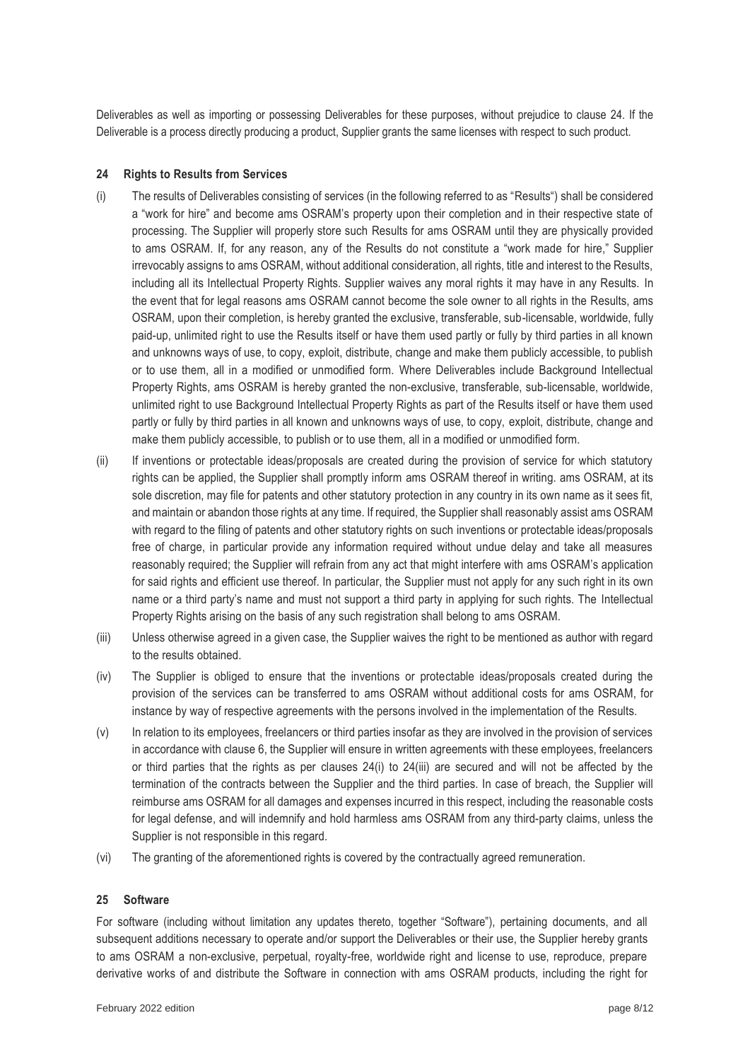Deliverables as well as importing or possessing Deliverables for these purposes, without prejudice to clause 24. If the Deliverable is a process directly producing a product, Supplier grants the same licenses with respect to such product.

## 24 Rights to Results from Services

(i) The results of Deliverables consisting of services (in the following referred to as "Results") shall be considered a "work for hire" and become ams OSRAM's property upon their completion and in their respective state of processing. The Supplier will properly store such Results for ams OSRAM until they are physically provided to ams OSRAM. If, for any reason, any of the Results do not constitute a "work made for hire," Supplier irrevocably assigns to ams OSRAM, without additional consideration, all rights, title and interest to the Results, including all its Intellectual Property Rights. Supplier waives any moral rights it may have in any Results. In the event that for legal reasons ams OSRAM cannot become the sole owner to all rights in the Results, ams OSRAM, upon their completion, is hereby granted the exclusive, transferable, sub-licensable, worldwide, fully paid-up, unlimited right to use the Results itself or have them used partly or fully by third parties in all known and unknowns ways of use, to copy, exploit, distribute, change and make them publicly accessible, to publish or to use them, all in a modified or unmodified form. Where Deliverables include Background Intellectual Property Rights, ams OSRAM is hereby granted the non-exclusive, transferable, sub-licensable, worldwide, unlimited right to use Background Intellectual Property Rights as part of the Results itself or have them used partly or fully by third parties in all known and unknowns ways of use, to copy, exploit, distribute, change and make them publicly accessible, to publish or to use them, all in a modified or unmodified form.

(ii) If inventions or protectable ideas/proposals are created during the provision of service for which statutory rights can be applied, the Supplier shall promptly inform ams OSRAM thereof in writing. ams OSRAM, at its sole discretion, may file for patents and other statutory protection in any country in its own name as it sees fit, and maintain or abandon those rights at any time. If required, the Supplier shall reasonably assist ams OSRAM with regard to the filing of patents and other statutory rights on such inventions or protectable ideas/proposals free of charge, in particular provide any information required without undue delay and take all measures reasonably required; the Supplier will refrain from any act that might interfere with ams OSRAM's application for said rights and efficient use thereof. In particular, the Supplier must not apply for any such right in its own name or a third party's name and must not support a third party in applying for such rights. The Intellectual Property Rights arising on the basis of any such registration shall belong to ams OSRAM.

(iii) Unless otherwise agreed in a given case, the Supplier waives the right to be mentioned as author with regard to the results obtained.

(iv) The Supplier is obliged to ensure that the inventions or protectable ideas/proposals created during the provision of the services can be transferred to ams OSRAM without additional costs for ams OSRAM, for instance by way of respective agreements with the persons involved in the implementation of the Results.

(v) In relation to its employees, freelancers or third parties insofar as they are involved in the provision of services in accordance with clause 6, the Supplier will ensure in written agreements with these employees, freelancers or third parties that the rights as per clauses 24(i) to 24(iii) are secured and will not be affected by the termination of the contracts between the Supplier and the third parties. In case of breach, the Supplier will reimburse ams OSRAM for all damages and expenses incurred in this respect, including the reasonable costs for legal defense, and will indemnify and hold harmless ams OSRAM from any third-party claims, unless the Supplier is not responsible in this regard.

(vi) The granting of the aforementioned rights is covered by the contractually agreed remuneration.

## 25 Software

For software (including without limitation any updates thereto, together "Software"), pertaining documents, and all subsequent additions necessary to operate and/or support the Deliverables or their use, the Supplier hereby grants to ams OSRAM a non-exclusive, perpetual, royalty-free, worldwide right and license to use, reproduce, prepare derivative works of and distribute the Software in connection with ams OSRAM products, including the right for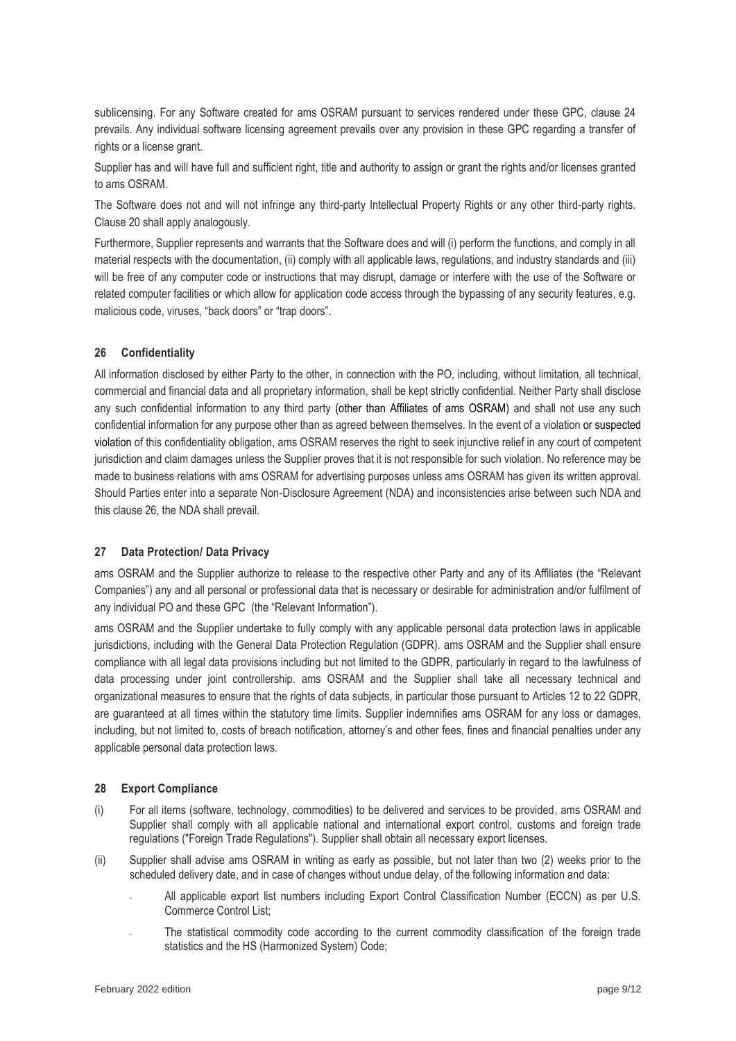sublicensing. For any Software created for ams OSRAM pursuant to services rendered under these GPC, clause 24 prevails. Any individual software licensing agreement prevails over any provision in these GPC regarding a transfer of rights or a license grant.

Supplier has and will have full and sufficient right, title and authority to assign or grant the rights and/or licenses granted to ams OSRAM.

The Software does not and will not infringe any third-party Intellectual Property Rights or any other third-party rights. Clause 20 shall apply analogously.

Furthermore, Supplier represents and warrants that the Software does and will (i) perform the functions, and comply in all material respects with the documentation, (ii) comply with all applicable laws, regulations, and industry standards and (iii) will be free of any computer code or instructions that may disrupt, damage or interfere with the use of the Software or related computer facilities or which allow for application code access through the bypassing of any security features, e.g. malicious code, viruses, "back doors" or "trap doors".

## 26 Confidentiality

All information disclosed by either Party to the other, in connection with the PO, including, without limitation, all technical, commercial and financial data and all proprietary information, shall be kept strictly confidential. Neither Party shall disclose any such confidential information to any third party (other than Affiliates of ams OSRAM) and shall not use any such confidential information for any purpose other than as agreed between themselves. In the event of a violation or suspected violation of this confidentiality obligation, ams OSRAM reserves the right to seek injunctive relief in any court of competent jurisdiction and claim damages unless the Supplier proves that it is not responsible for such violation. No reference may be made to business relations with ams OSRAM for advertising purposes unless ams OSRAM has given its written approval. Should Parties enter into a separate Non-Disclosure Agreement (NDA) and inconsistencies arise between such NDA and this clause 26, the NDA shall prevail.

## 27 Data Protection/ Data Privacy

ams OSRAM and the Supplier authorize to release to the respective other Party and any of its Affiliates (the "Relevant Companies") any and all personal or professional data that is necessary or desirable for administration and/or fulfilment of any individual PO and these GPC (the "Relevant Information").

ams OSRAM and the Supplier undertake to fully comply with any applicable personal data protection laws in applicable jurisdictions, including with the General Data Protection Regulation (GDPR). ams OSRAM and the Supplier shall ensure compliance with all legal data provisions including but not limited to the GDPR, particularly in regard to the lawfulness of data processing under joint controllership. ams OSRAM and the Supplier shall take all necessary technical and organizational measures to ensure that the rights of data subjects, in particular those pursuant to Articles 12 to 22 GDPR, are guaranteed at all times within the statutory time limits. Supplier indemnifies ams OSRAM for any loss or damages, including, but not limited to, costs of breach notification, attorney's and other fees, fines and financial penalties under any applicable personal data protection laws.

## 28 Export Compliance

(i) For all items (software, technology, commodities) to be delivered and services to be provided, ams OSRAM and Supplier shall comply with all applicable national and international export control, customs and foreign trade regulations ("Foreign Trade Regulations"). Supplier shall obtain all necessary export licenses.

(ii) Supplier shall advise ams OSRAM in writing as early as possible, but not later than two (2) weeks prior to the scheduled delivery date, and in case of changes without undue delay, of the following information and data:

- All applicable export list numbers including Export Control Classification Number (ECCN) as per U.S. Commerce Control List;
- The statistical commodity code according to the current commodity classification of the foreign trade statistics and the HS (Harmonized System) Code;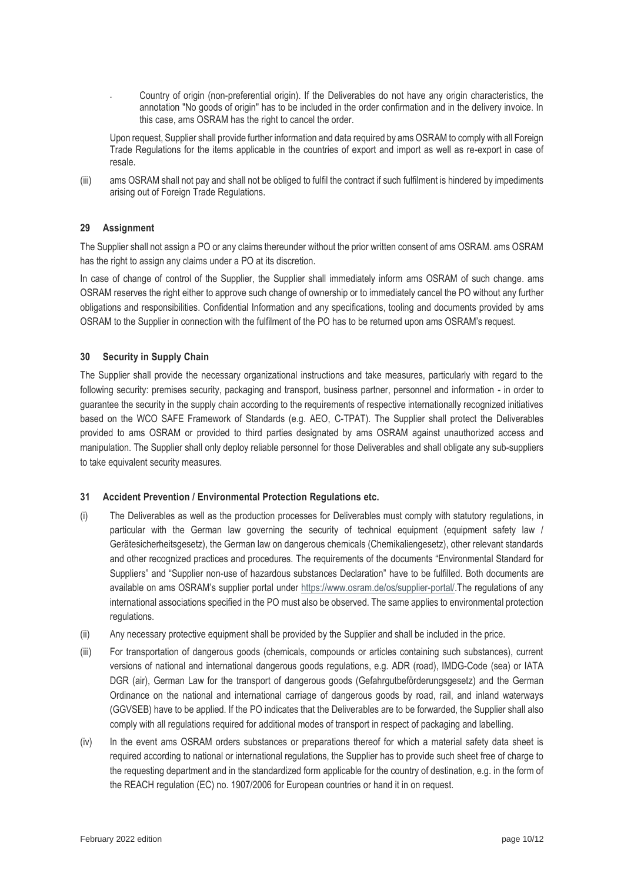- Country of origin (non-preferential origin). If the Deliverables do not have any origin characteristics, the annotation "No goods of origin" has to be included in the order confirmation and in the delivery invoice. In this case, ams OSRAM has the right to cancel the order.

Upon request, Supplier shall provide further information and data required by ams OSRAM to comply with all Foreign Trade Regulations for the items applicable in the countries of export and import as well as re-export in case of resale.

(iii) ams OSRAM shall not pay and shall not be obliged to fulfil the contract if such fulfilment is hindered by impediments arising out of Foreign Trade Regulations.

## 29 Assignment

The Supplier shall not assign a PO or any claims thereunder without the prior written consent of ams OSRAM. ams OSRAM has the right to assign any claims under a PO at its discretion.

In case of change of control of the Supplier, the Supplier shall immediately inform ams OSRAM of such change. ams OSRAM reserves the right either to approve such change of ownership or to immediately cancel the PO without any further obligations and responsibilities. Confidential Information and any specifications, tooling and documents provided by ams OSRAM to the Supplier in connection with the fulfilment of the PO has to be returned upon ams OSRAM's request.

## 30 Security in Supply Chain

The Supplier shall provide the necessary organizational instructions and take measures, particularly with regard to the following security: premises security, packaging and transport, business partner, personnel and information - in order to guarantee the security in the supply chain according to the requirements of respective internationally recognized initiatives based on the WCO SAFE Framework of Standards (e.g. AEO, C-TPAT). The Supplier shall protect the Deliverables provided to ams OSRAM or provided to third parties designated by ams OSRAM against unauthorized access and manipulation. The Supplier shall only deploy reliable personnel for those Deliverables and shall obligate any sub-suppliers to take equivalent security measures.

## 31 Accident Prevention / Environmental Protection Regulations etc.

(i) The Deliverables as well as the production processes for Deliverables must comply with statutory regulations, in particular with the German law governing the security of technical equipment (equipment safety law / Gerätesicherheitsgesetz), the German law on dangerous chemicals (Chemikaliengesetz), other relevant standards and other recognized practices and procedures. The requirements of the documents "Environmental Standard for Suppliers" and "Supplier non-use of hazardous substances Declaration" have to be fulfilled. Both documents are available on ams OSRAM's supplier portal under https://www.osram.de/os/supplier-portal/.The regulations of any international associations specified in the PO must also be observed. The same applies to environmental protection regulations.

(ii) Any necessary protective equipment shall be provided by the Supplier and shall be included in the price.

(iii) For transportation of dangerous goods (chemicals, compounds or articles containing such substances), current versions of national and international dangerous goods regulations, e.g. ADR (road), IMDG-Code (sea) or IATA DGR (air), German Law for the transport of dangerous goods (Gefahrgutbeförderungsgesetz) and the German Ordinance on the national and international carriage of dangerous goods by road, rail, and inland waterways (GGVSEB) have to be applied. If the PO indicates that the Deliverables are to be forwarded, the Supplier shall also comply with all regulations required for additional modes of transport in respect of packaging and labelling.

(iv) In the event ams OSRAM orders substances or preparations thereof for which a material safety data sheet is required according to national or international regulations, the Supplier has to provide such sheet free of charge to the requesting department and in the standardized form applicable for the country of destination, e.g. in the form of the REACH regulation (EC) no. 1907/2006 for European countries or hand it in on request.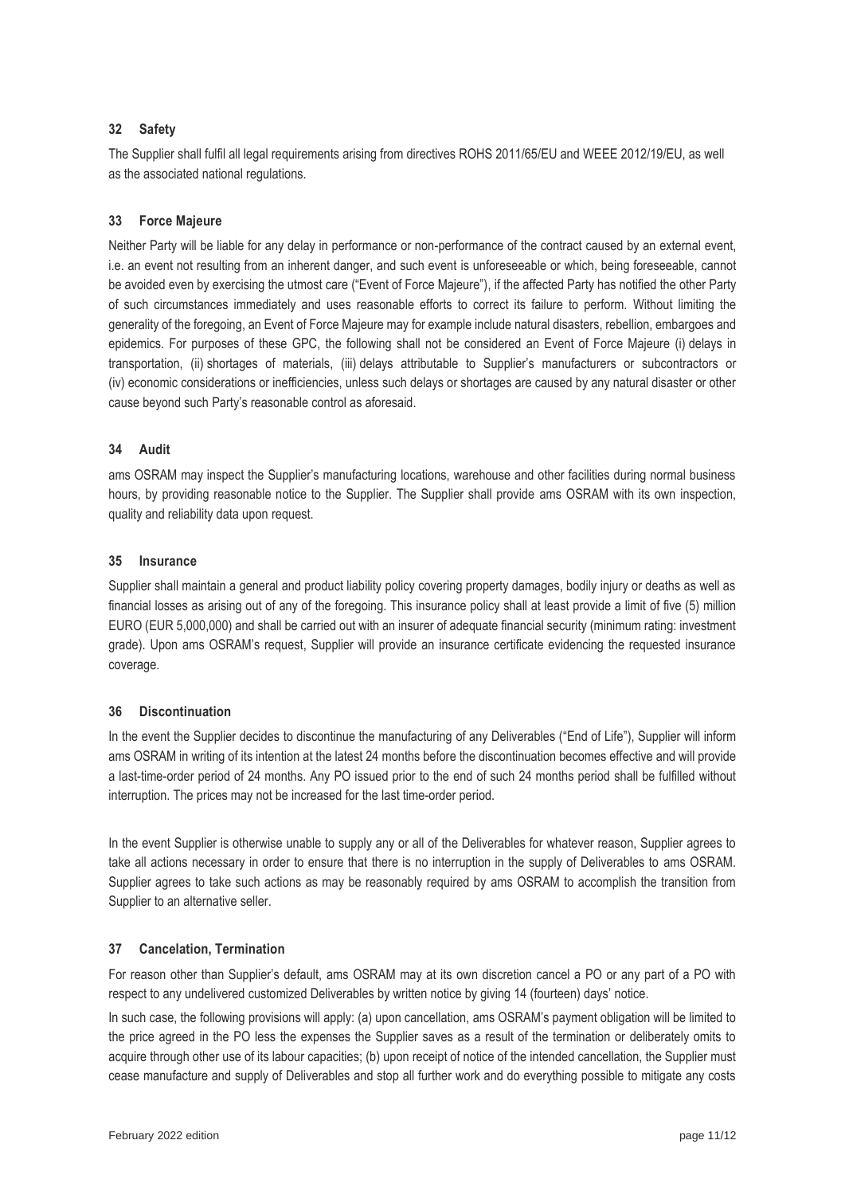## 32 Safety

The Supplier shall fulfil all legal requirements arising from directives ROHS 2011/65/EU and WEEE 2012/19/EU, as well as the associated national regulations.

## 33 Force Majeure

Neither Party will be liable for any delay in performance or non-performance of the contract caused by an external event, i.e. an event not resulting from an inherent danger, and such event is unforeseeable or which, being foreseeable, cannot be avoided even by exercising the utmost care ("Event of Force Majeure"), if the affected Party has notified the other Party of such circumstances immediately and uses reasonable efforts to correct its failure to perform. Without limiting the generality of the foregoing, an Event of Force Majeure may for example include natural disasters, rebellion, embargoes and epidemics. For purposes of these GPC, the following shall not be considered an Event of Force Majeure (i) delays in transportation, (ii) shortages of materials, (iii) delays attributable to Supplier's manufacturers or subcontractors or (iv) economic considerations or inefficiencies, unless such delays or shortages are caused by any natural disaster or other cause beyond such Party's reasonable control as aforesaid.

## 34 Audit

ams OSRAM may inspect the Supplier's manufacturing locations, warehouse and other facilities during normal business hours, by providing reasonable notice to the Supplier. The Supplier shall provide ams OSRAM with its own inspection, quality and reliability data upon request.

## 35 Insurance

Supplier shall maintain a general and product liability policy covering property damages, bodily injury or deaths as well as financial losses as arising out of any of the foregoing. This insurance policy shall at least provide a limit of five (5) million EURO (EUR 5,000,000) and shall be carried out with an insurer of adequate financial security (minimum rating: investment grade). Upon ams OSRAM's request, Supplier will provide an insurance certificate evidencing the requested insurance coverage.

## 36 Discontinuation

In the event the Supplier decides to discontinue the manufacturing of any Deliverables ("End of Life"), Supplier will inform ams OSRAM in writing of its intention at the latest 24 months before the discontinuation becomes effective and will provide a last-time-order period of 24 months. Any PO issued prior to the end of such 24 months period shall be fulfilled without interruption. The prices may not be increased for the last time-order period.

In the event Supplier is otherwise unable to supply any or all of the Deliverables for whatever reason, Supplier agrees to take all actions necessary in order to ensure that there is no interruption in the supply of Deliverables to ams OSRAM. Supplier agrees to take such actions as may be reasonably required by ams OSRAM to accomplish the transition from Supplier to an alternative seller.

## 37 Cancelation, Termination

For reason other than Supplier's default, ams OSRAM may at its own discretion cancel a PO or any part of a PO with respect to any undelivered customized Deliverables by written notice by giving 14 (fourteen) days' notice.

In such case, the following provisions will apply: (a) upon cancellation, ams OSRAM's payment obligation will be limited to the price agreed in the PO less the expenses the Supplier saves as a result of the termination or deliberately omits to acquire through other use of its labour capacities; (b) upon receipt of notice of the intended cancellation, the Supplier must cease manufacture and supply of Deliverables and stop all further work and do everything possible to mitigate any costs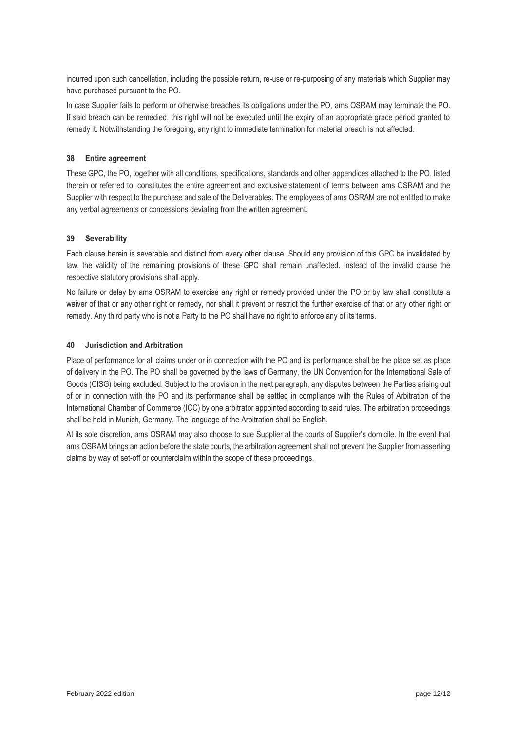incurred upon such cancellation, including the possible return, re-use or re-purposing of any materials which Supplier may have purchased pursuant to the PO.

In case Supplier fails to perform or otherwise breaches its obligations under the PO, ams OSRAM may terminate the PO. If said breach can be remedied, this right will not be executed until the expiry of an appropriate grace period granted to remedy it. Notwithstanding the foregoing, any right to immediate termination for material breach is not affected.

## 38 Entire agreement

These GPC, the PO, together with all conditions, specifications, standards and other appendices attached to the PO, listed therein or referred to, constitutes the entire agreement and exclusive statement of terms between ams OSRAM and the Supplier with respect to the purchase and sale of the Deliverables. The employees of ams OSRAM are not entitled to make any verbal agreements or concessions deviating from the written agreement.

## 39 Severability

Each clause herein is severable and distinct from every other clause. Should any provision of this GPC be invalidated by law, the validity of the remaining provisions of these GPC shall remain unaffected. Instead of the invalid clause the respective statutory provisions shall apply.

No failure or delay by ams OSRAM to exercise any right or remedy provided under the PO or by law shall constitute a waiver of that or any other right or remedy, nor shall it prevent or restrict the further exercise of that or any other right or remedy. Any third party who is not a Party to the PO shall have no right to enforce any of its terms.

## 40 Jurisdiction and Arbitration

Place of performance for all claims under or in connection with the PO and its performance shall be the place set as place of delivery in the PO. The PO shall be governed by the laws of Germany, the UN Convention for the International Sale of Goods (CISG) being excluded. Subject to the provision in the next paragraph, any disputes between the Parties arising out of or in connection with the PO and its performance shall be settled in compliance with the Rules of Arbitration of the International Chamber of Commerce (ICC) by one arbitrator appointed according to said rules. The arbitration proceedings shall be held in Munich, Germany. The language of the Arbitration shall be English.

At its sole discretion, ams OSRAM may also choose to sue Supplier at the courts of Supplier's domicile. In the event that ams OSRAM brings an action before the state courts, the arbitration agreement shall not prevent the Supplier from asserting claims by way of set-off or counterclaim within the scope of these proceedings.